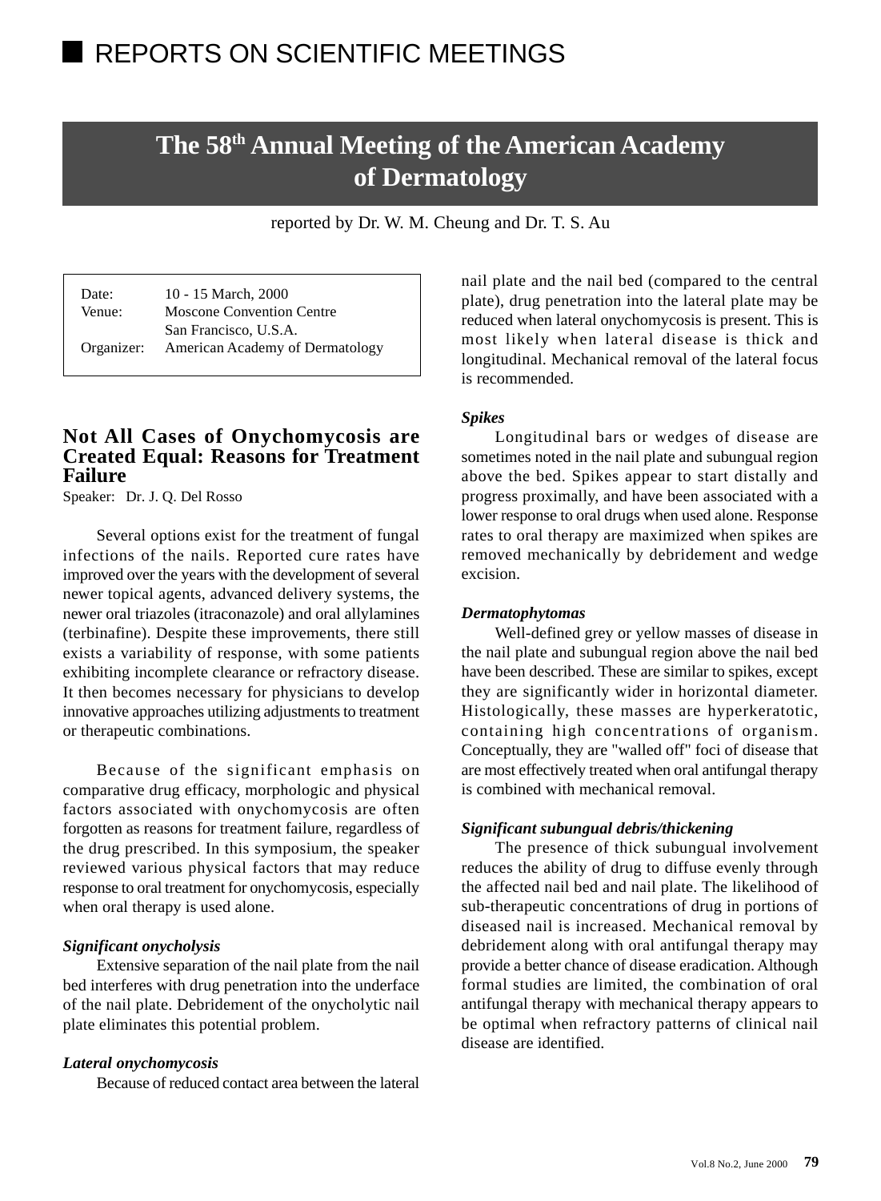# REPORTS ON SCIENTIFIC MEETINGS

## The 58th Annual Meeting of the American Academy of Dermatology

reported by Dr. W. M. Cheung and Dr. T. S. Au

| | |
|---|---|
| Date: | 10 - 15 March, 2000 |
| Venue: | Moscone Convention Centre<br>San Francisco, U.S.A. |
| Organizer: | American Academy of Dermatology |

### Not All Cases of Onychomycosis are Created Equal: Reasons for Treatment Failure

Speaker: Dr. J. Q. Del Rosso

Several options exist for the treatment of fungal infections of the nails. Reported cure rates have improved over the years with the development of several newer topical agents, advanced delivery systems, the newer oral triazoles (itraconazole) and oral allylamines (terbinafine). Despite these improvements, there still exists a variability of response, with some patients exhibiting incomplete clearance or refractory disease. It then becomes necessary for physicians to develop innovative approaches utilizing adjustments to treatment or therapeutic combinations.

Because of the significant emphasis on comparative drug efficacy, morphologic and physical factors associated with onychomycosis are often forgotten as reasons for treatment failure, regardless of the drug prescribed. In this symposium, the speaker reviewed various physical factors that may reduce response to oral treatment for onychomycosis, especially when oral therapy is used alone.

***Significant onycholysis***

Extensive separation of the nail plate from the nail bed interferes with drug penetration into the underface of the nail plate. Debridement of the onycholytic nail plate eliminates this potential problem.

***Lateral onychomycosis***

Because of reduced contact area between the lateral nail plate and the nail bed (compared to the central plate), drug penetration into the lateral plate may be reduced when lateral onychomycosis is present. This is most likely when lateral disease is thick and longitudinal. Mechanical removal of the lateral focus is recommended.

***Spikes***

Longitudinal bars or wedges of disease are sometimes noted in the nail plate and subungual region above the bed. Spikes appear to start distally and progress proximally, and have been associated with a lower response to oral drugs when used alone. Response rates to oral therapy are maximized when spikes are removed mechanically by debridement and wedge excision.

***Dermatophytomas***

Well-defined grey or yellow masses of disease in the nail plate and subungual region above the nail bed have been described. These are similar to spikes, except they are significantly wider in horizontal diameter. Histologically, these masses are hyperkeratotic, containing high concentrations of organism. Conceptually, they are "walled off" foci of disease that are most effectively treated when oral antifungal therapy is combined with mechanical removal.

***Significant subungual debris/thickening***

The presence of thick subungual involvement reduces the ability of drug to diffuse evenly through the affected nail bed and nail plate. The likelihood of sub-therapeutic concentrations of drug in portions of diseased nail is increased. Mechanical removal by debridement along with oral antifungal therapy may provide a better chance of disease eradication. Although formal studies are limited, the combination of oral antifungal therapy with mechanical therapy appears to be optimal when refractory patterns of clinical nail disease are identified.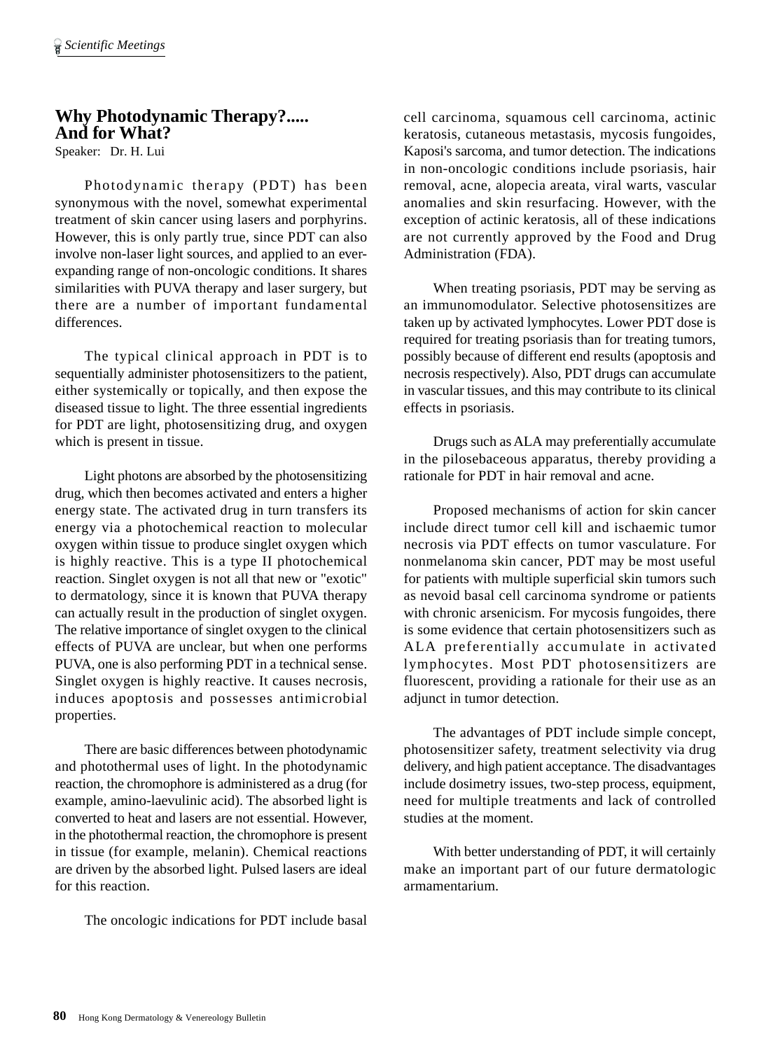## Why Photodynamic Therapy?..... And for What?

Speaker: Dr. H. Lui

Photodynamic therapy (PDT) has been synonymous with the novel, somewhat experimental treatment of skin cancer using lasers and porphyrins. However, this is only partly true, since PDT can also involve non-laser light sources, and applied to an ever-expanding range of non-oncologic conditions. It shares similarities with PUVA therapy and laser surgery, but there are a number of important fundamental differences.

The typical clinical approach in PDT is to sequentially administer photosensitizers to the patient, either systemically or topically, and then expose the diseased tissue to light. The three essential ingredients for PDT are light, photosensitizing drug, and oxygen which is present in tissue.

Light photons are absorbed by the photosensitizing drug, which then becomes activated and enters a higher energy state. The activated drug in turn transfers its energy via a photochemical reaction to molecular oxygen within tissue to produce singlet oxygen which is highly reactive. This is a type II photochemical reaction. Singlet oxygen is not all that new or "exotic" to dermatology, since it is known that PUVA therapy can actually result in the production of singlet oxygen. The relative importance of singlet oxygen to the clinical effects of PUVA are unclear, but when one performs PUVA, one is also performing PDT in a technical sense. Singlet oxygen is highly reactive. It causes necrosis, induces apoptosis and possesses antimicrobial properties.

There are basic differences between photodynamic and photothermal uses of light. In the photodynamic reaction, the chromophore is administered as a drug (for example, amino-laevulinic acid). The absorbed light is converted to heat and lasers are not essential. However, in the photothermal reaction, the chromophore is present in tissue (for example, melanin). Chemical reactions are driven by the absorbed light. Pulsed lasers are ideal for this reaction.

The oncologic indications for PDT include basal cell carcinoma, squamous cell carcinoma, actinic keratosis, cutaneous metastasis, mycosis fungoides, Kaposi's sarcoma, and tumor detection. The indications in non-oncologic conditions include psoriasis, hair removal, acne, alopecia areata, viral warts, vascular anomalies and skin resurfacing. However, with the exception of actinic keratosis, all of these indications are not currently approved by the Food and Drug Administration (FDA).

When treating psoriasis, PDT may be serving as an immunomodulator. Selective photosensitizes are taken up by activated lymphocytes. Lower PDT dose is required for treating psoriasis than for treating tumors, possibly because of different end results (apoptosis and necrosis respectively). Also, PDT drugs can accumulate in vascular tissues, and this may contribute to its clinical effects in psoriasis.

Drugs such as ALA may preferentially accumulate in the pilosebaceous apparatus, thereby providing a rationale for PDT in hair removal and acne.

Proposed mechanisms of action for skin cancer include direct tumor cell kill and ischaemic tumor necrosis via PDT effects on tumor vasculature. For nonmelanoma skin cancer, PDT may be most useful for patients with multiple superficial skin tumors such as nevoid basal cell carcinoma syndrome or patients with chronic arsenicism. For mycosis fungoides, there is some evidence that certain photosensitizers such as ALA preferentially accumulate in activated lymphocytes. Most PDT photosensitizers are fluorescent, providing a rationale for their use as an adjunct in tumor detection.

The advantages of PDT include simple concept, photosensitizer safety, treatment selectivity via drug delivery, and high patient acceptance. The disadvantages include dosimetry issues, two-step process, equipment, need for multiple treatments and lack of controlled studies at the moment.

With better understanding of PDT, it will certainly make an important part of our future dermatologic armamentarium.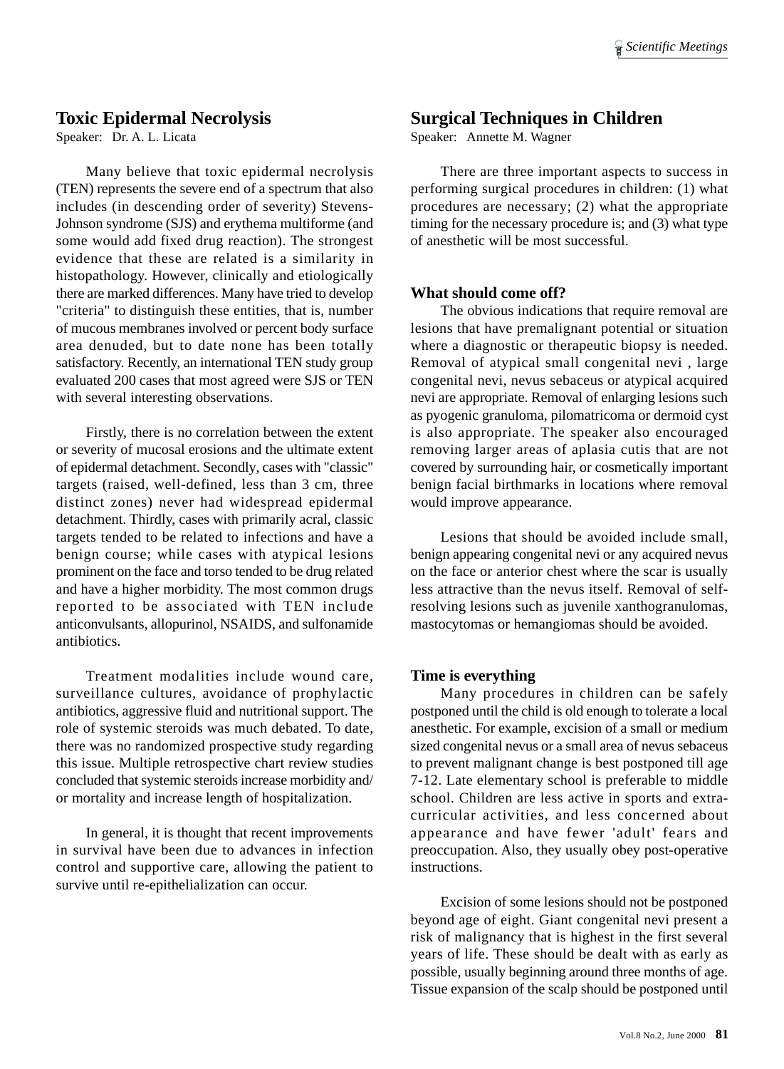## Toxic Epidermal Necrolysis

Speaker: Dr. A. L. Licata

Many believe that toxic epidermal necrolysis (TEN) represents the severe end of a spectrum that also includes (in descending order of severity) Stevens-Johnson syndrome (SJS) and erythema multiforme (and some would add fixed drug reaction). The strongest evidence that these are related is a similarity in histopathology. However, clinically and etiologically there are marked differences. Many have tried to develop "criteria" to distinguish these entities, that is, number of mucous membranes involved or percent body surface area denuded, but to date none has been totally satisfactory. Recently, an international TEN study group evaluated 200 cases that most agreed were SJS or TEN with several interesting observations.

Firstly, there is no correlation between the extent or severity of mucosal erosions and the ultimate extent of epidermal detachment. Secondly, cases with "classic" targets (raised, well-defined, less than 3 cm, three distinct zones) never had widespread epidermal detachment. Thirdly, cases with primarily acral, classic targets tended to be related to infections and have a benign course; while cases with atypical lesions prominent on the face and torso tended to be drug related and have a higher morbidity. The most common drugs reported to be associated with TEN include anticonvulsants, allopurinol, NSAIDS, and sulfonamide antibiotics.

Treatment modalities include wound care, surveillance cultures, avoidance of prophylactic antibiotics, aggressive fluid and nutritional support. The role of systemic steroids was much debated. To date, there was no randomized prospective study regarding this issue. Multiple retrospective chart review studies concluded that systemic steroids increase morbidity and/or mortality and increase length of hospitalization.

In general, it is thought that recent improvements in survival have been due to advances in infection control and supportive care, allowing the patient to survive until re-epithelialization can occur.

## Surgical Techniques in Children

Speaker: Annette M. Wagner

There are three important aspects to success in performing surgical procedures in children: (1) what procedures are necessary; (2) what the appropriate timing for the necessary procedure is; and (3) what type of anesthetic will be most successful.

### What should come off?

The obvious indications that require removal are lesions that have premalignant potential or situation where a diagnostic or therapeutic biopsy is needed. Removal of atypical small congenital nevi , large congenital nevi, nevus sebaceus or atypical acquired nevi are appropriate. Removal of enlarging lesions such as pyogenic granuloma, pilomatricoma or dermoid cyst is also appropriate. The speaker also encouraged removing larger areas of aplasia cutis that are not covered by surrounding hair, or cosmetically important benign facial birthmarks in locations where removal would improve appearance.

Lesions that should be avoided include small, benign appearing congenital nevi or any acquired nevus on the face or anterior chest where the scar is usually less attractive than the nevus itself. Removal of self-resolving lesions such as juvenile xanthogranulomas, mastocytomas or hemangiomas should be avoided.

### Time is everything

Many procedures in children can be safely postponed until the child is old enough to tolerate a local anesthetic. For example, excision of a small or medium sized congenital nevus or a small area of nevus sebaceus to prevent malignant change is best postponed till age 7-12. Late elementary school is preferable to middle school. Children are less active in sports and extra-curricular activities, and less concerned about appearance and have fewer 'adult' fears and preoccupation. Also, they usually obey post-operative instructions.

Excision of some lesions should not be postponed beyond age of eight. Giant congenital nevi present a risk of malignancy that is highest in the first several years of life. These should be dealt with as early as possible, usually beginning around three months of age. Tissue expansion of the scalp should be postponed until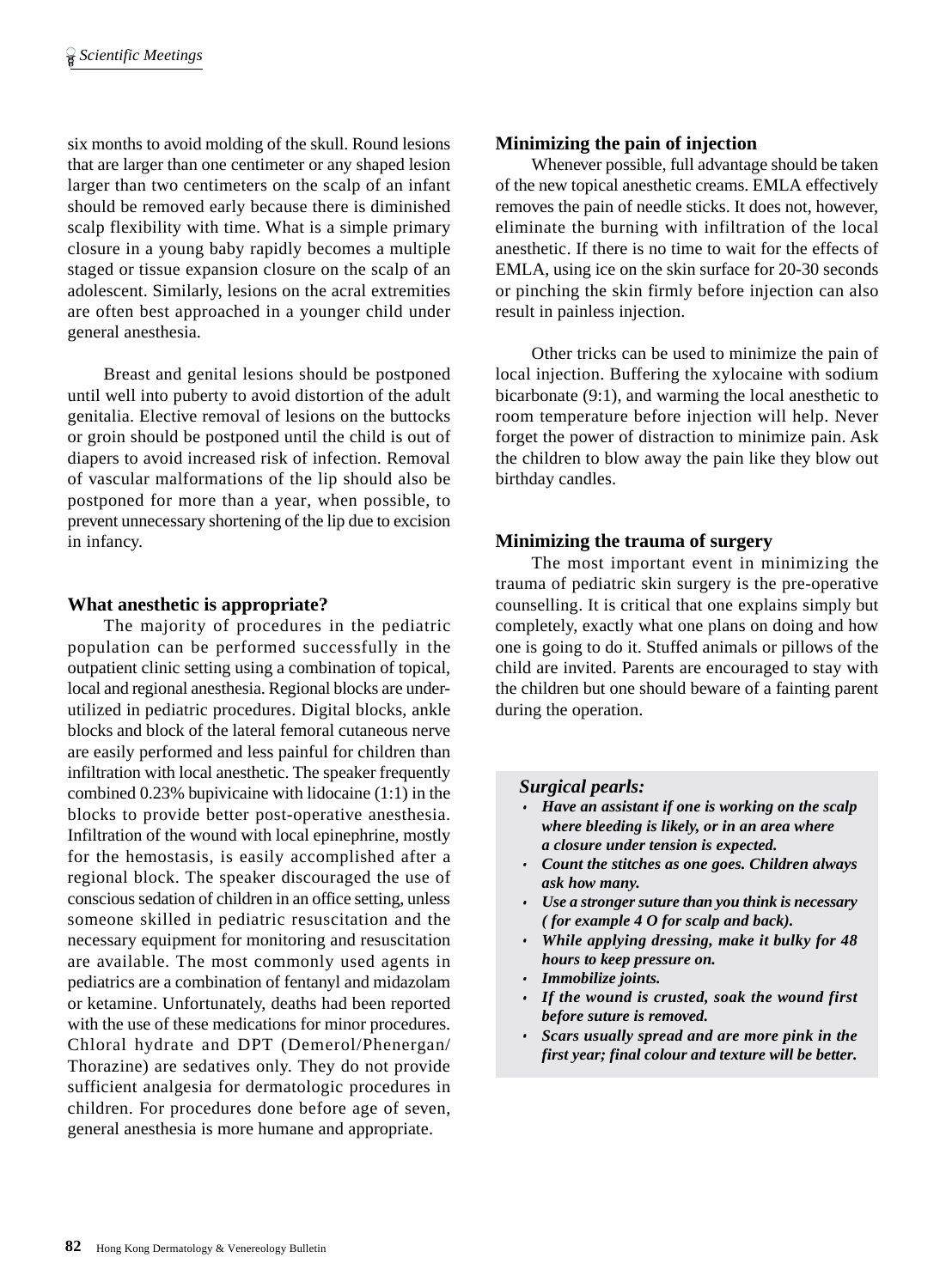six months to avoid molding of the skull. Round lesions that are larger than one centimeter or any shaped lesion larger than two centimeters on the scalp of an infant should be removed early because there is diminished scalp flexibility with time. What is a simple primary closure in a young baby rapidly becomes a multiple staged or tissue expansion closure on the scalp of an adolescent. Similarly, lesions on the acral extremities are often best approached in a younger child under general anesthesia.

Breast and genital lesions should be postponed until well into puberty to avoid distortion of the adult genitalia. Elective removal of lesions on the buttocks or groin should be postponed until the child is out of diapers to avoid increased risk of infection. Removal of vascular malformations of the lip should also be postponed for more than a year, when possible, to prevent unnecessary shortening of the lip due to excision in infancy.

### What anesthetic is appropriate?

The majority of procedures in the pediatric population can be performed successfully in the outpatient clinic setting using a combination of topical, local and regional anesthesia. Regional blocks are under-utilized in pediatric procedures. Digital blocks, ankle blocks and block of the lateral femoral cutaneous nerve are easily performed and less painful for children than infiltration with local anesthetic. The speaker frequently combined 0.23% bupivicaine with lidocaine (1:1) in the blocks to provide better post-operative anesthesia. Infiltration of the wound with local epinephrine, mostly for the hemostasis, is easily accomplished after a regional block. The speaker discouraged the use of conscious sedation of children in an office setting, unless someone skilled in pediatric resuscitation and the necessary equipment for monitoring and resuscitation are available. The most commonly used agents in pediatrics are a combination of fentanyl and midazolam or ketamine. Unfortunately, deaths had been reported with the use of these medications for minor procedures. Chloral hydrate and DPT (Demerol/Phenergan/Thorazine) are sedatives only. They do not provide sufficient analgesia for dermatologic procedures in children. For procedures done before age of seven, general anesthesia is more humane and appropriate.

### Minimizing the pain of injection

Whenever possible, full advantage should be taken of the new topical anesthetic creams. EMLA effectively removes the pain of needle sticks. It does not, however, eliminate the burning with infiltration of the local anesthetic. If there is no time to wait for the effects of EMLA, using ice on the skin surface for 20-30 seconds or pinching the skin firmly before injection can also result in painless injection.

Other tricks can be used to minimize the pain of local injection. Buffering the xylocaine with sodium bicarbonate (9:1), and warming the local anesthetic to room temperature before injection will help. Never forget the power of distraction to minimize pain. Ask the children to blow away the pain like they blow out birthday candles.

### Minimizing the trauma of surgery

The most important event in minimizing the trauma of pediatric skin surgery is the pre-operative counselling. It is critical that one explains simply but completely, exactly what one plans on doing and how one is going to do it. Stuffed animals or pillows of the child are invited. Parents are encouraged to stay with the children but one should beware of a fainting parent during the operation.

***Surgical pearls:***

- ***Have an assistant if one is working on the scalp where bleeding is likely, or in an area where a closure under tension is expected.***
- ***Count the stitches as one goes. Children always ask how many.***
- ***Use a stronger suture than you think is necessary ( for example 4 O for scalp and back).***
- ***While applying dressing, make it bulky for 48 hours to keep pressure on.***
- ***Immobilize joints.***
- ***If the wound is crusted, soak the wound first before suture is removed.***
- ***Scars usually spread and are more pink in the first year; final colour and texture will be better.***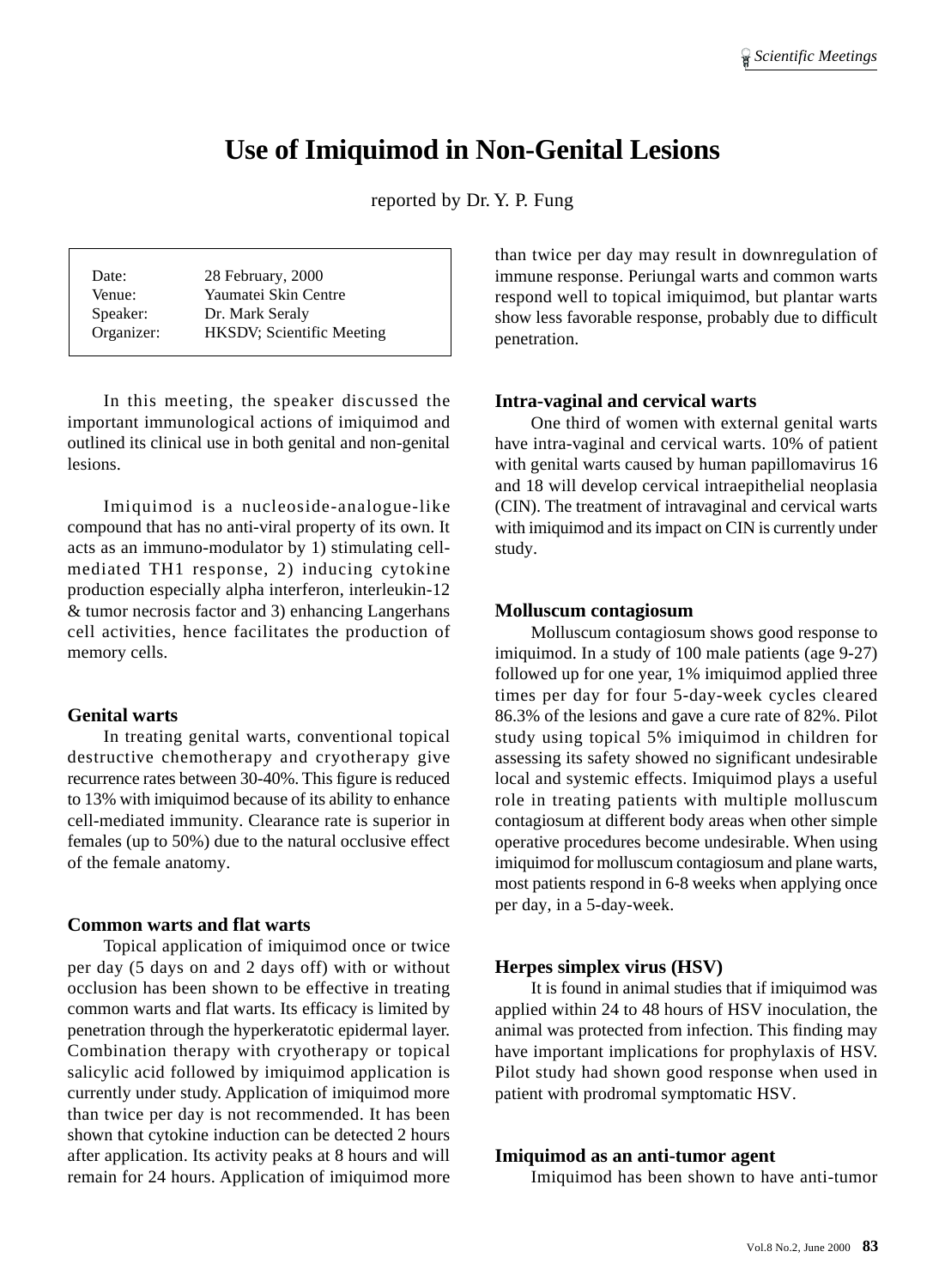# Use of Imiquimod in Non-Genital Lesions

reported by Dr. Y. P. Fung

| | |
|---|---|
| Date: | 28 February, 2000 |
| Venue: | Yaumatei Skin Centre |
| Speaker: | Dr. Mark Seraly |
| Organizer: | HKSDV; Scientific Meeting |

In this meeting, the speaker discussed the important immunological actions of imiquimod and outlined its clinical use in both genital and non-genital lesions.

Imiquimod is a nucleoside-analogue-like compound that has no anti-viral property of its own. It acts as an immuno-modulator by 1) stimulating cell-mediated TH1 response, 2) inducing cytokine production especially alpha interferon, interleukin-12 & tumor necrosis factor and 3) enhancing Langerhans cell activities, hence facilitates the production of memory cells.

### Genital warts

In treating genital warts, conventional topical destructive chemotherapy and cryotherapy give recurrence rates between 30-40%. This figure is reduced to 13% with imiquimod because of its ability to enhance cell-mediated immunity. Clearance rate is superior in females (up to 50%) due to the natural occlusive effect of the female anatomy.

### Common warts and flat warts

Topical application of imiquimod once or twice per day (5 days on and 2 days off) with or without occlusion has been shown to be effective in treating common warts and flat warts. Its efficacy is limited by penetration through the hyperkeratotic epidermal layer. Combination therapy with cryotherapy or topical salicylic acid followed by imiquimod application is currently under study. Application of imiquimod more than twice per day is not recommended. It has been shown that cytokine induction can be detected 2 hours after application. Its activity peaks at 8 hours and will remain for 24 hours. Application of imiquimod more than twice per day may result in downregulation of immune response. Periungal warts and common warts respond well to topical imiquimod, but plantar warts show less favorable response, probably due to difficult penetration.

### Intra-vaginal and cervical warts

One third of women with external genital warts have intra-vaginal and cervical warts. 10% of patient with genital warts caused by human papillomavirus 16 and 18 will develop cervical intraepithelial neoplasia (CIN). The treatment of intravaginal and cervical warts with imiquimod and its impact on CIN is currently under study.

### Molluscum contagiosum

Molluscum contagiosum shows good response to imiquimod. In a study of 100 male patients (age 9-27) followed up for one year, 1% imiquimod applied three times per day for four 5-day-week cycles cleared 86.3% of the lesions and gave a cure rate of 82%. Pilot study using topical 5% imiquimod in children for assessing its safety showed no significant undesirable local and systemic effects. Imiquimod plays a useful role in treating patients with multiple molluscum contagiosum at different body areas when other simple operative procedures become undesirable. When using imiquimod for molluscum contagiosum and plane warts, most patients respond in 6-8 weeks when applying once per day, in a 5-day-week.

### Herpes simplex virus (HSV)

It is found in animal studies that if imiquimod was applied within 24 to 48 hours of HSV inoculation, the animal was protected from infection. This finding may have important implications for prophylaxis of HSV. Pilot study had shown good response when used in patient with prodromal symptomatic HSV.

### Imiquimod as an anti-tumor agent

Imiquimod has been shown to have anti-tumor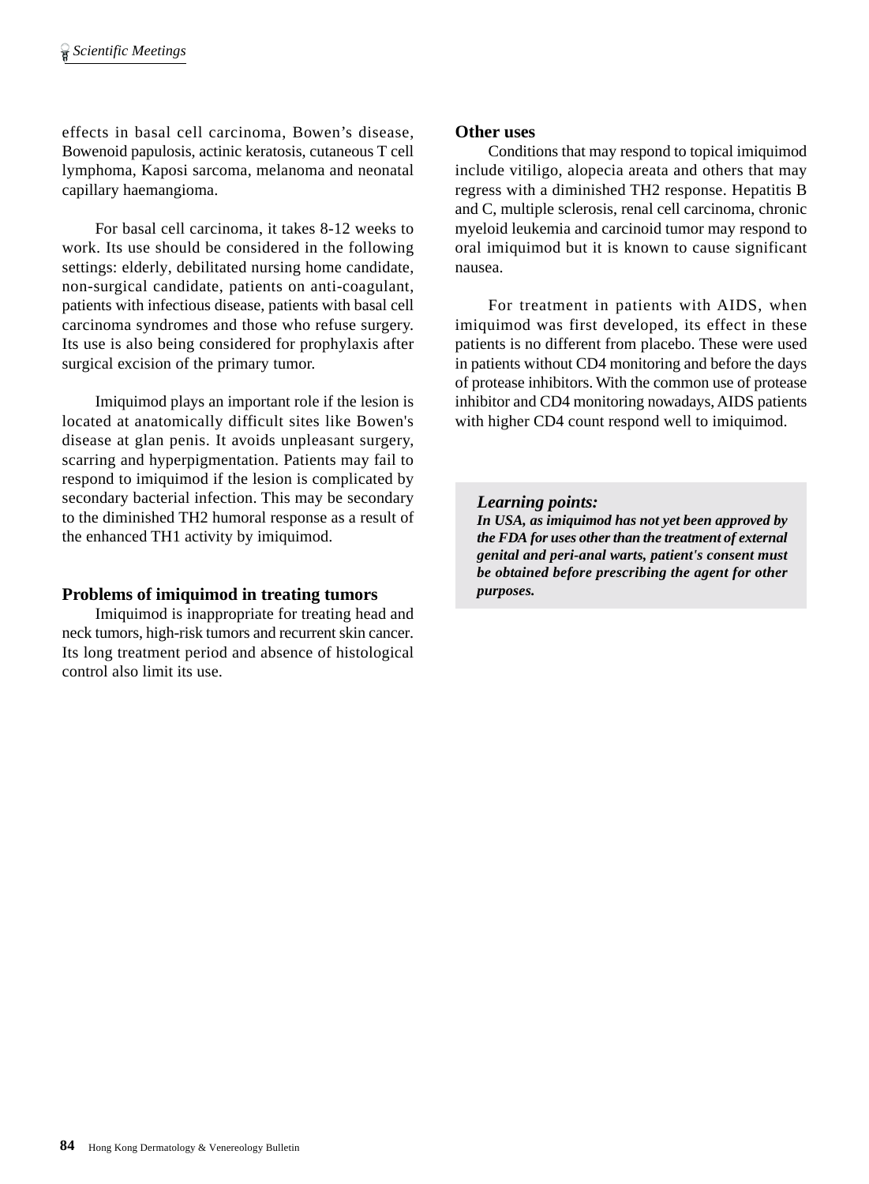effects in basal cell carcinoma, Bowen's disease, Bowenoid papulosis, actinic keratosis, cutaneous T cell lymphoma, Kaposi sarcoma, melanoma and neonatal capillary haemangioma.

For basal cell carcinoma, it takes 8-12 weeks to work. Its use should be considered in the following settings: elderly, debilitated nursing home candidate, non-surgical candidate, patients on anti-coagulant, patients with infectious disease, patients with basal cell carcinoma syndromes and those who refuse surgery. Its use is also being considered for prophylaxis after surgical excision of the primary tumor.

Imiquimod plays an important role if the lesion is located at anatomically difficult sites like Bowen's disease at glan penis. It avoids unpleasant surgery, scarring and hyperpigmentation. Patients may fail to respond to imiquimod if the lesion is complicated by secondary bacterial infection. This may be secondary to the diminished TH2 humoral response as a result of the enhanced TH1 activity by imiquimod.

### Problems of imiquimod in treating tumors

Imiquimod is inappropriate for treating head and neck tumors, high-risk tumors and recurrent skin cancer. Its long treatment period and absence of histological control also limit its use.

### Other uses

Conditions that may respond to topical imiquimod include vitiligo, alopecia areata and others that may regress with a diminished TH2 response. Hepatitis B and C, multiple sclerosis, renal cell carcinoma, chronic myeloid leukemia and carcinoid tumor may respond to oral imiquimod but it is known to cause significant nausea.

For treatment in patients with AIDS, when imiquimod was first developed, its effect in these patients is no different from placebo. These were used in patients without CD4 monitoring and before the days of protease inhibitors. With the common use of protease inhibitor and CD4 monitoring nowadays, AIDS patients with higher CD4 count respond well to imiquimod.

***Learning points:***

***In USA, as imiquimod has not yet been approved by the FDA for uses other than the treatment of external genital and peri-anal warts, patient's consent must be obtained before prescribing the agent for other purposes.***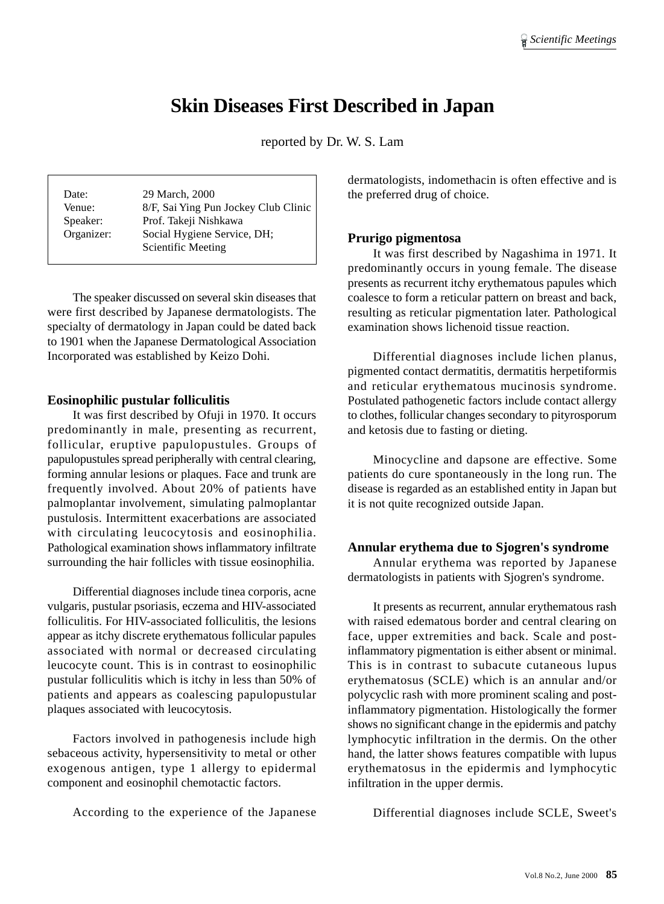# Skin Diseases First Described in Japan

reported by Dr. W. S. Lam

| | |
|---|---|
| Date: | 29 March, 2000 |
| Venue: | 8/F, Sai Ying Pun Jockey Club Clinic |
| Speaker: | Prof. Takeji Nishkawa |
| Organizer: | Social Hygiene Service, DH; Scientific Meeting |

The speaker discussed on several skin diseases that were first described by Japanese dermatologists. The specialty of dermatology in Japan could be dated back to 1901 when the Japanese Dermatological Association Incorporated was established by Keizo Dohi.

### Eosinophilic pustular folliculitis

It was first described by Ofuji in 1970. It occurs predominantly in male, presenting as recurrent, follicular, eruptive papulopustules. Groups of papulopustules spread peripherally with central clearing, forming annular lesions or plaques. Face and trunk are frequently involved. About 20% of patients have palmoplantar involvement, simulating palmoplantar pustulosis. Intermittent exacerbations are associated with circulating leucocytosis and eosinophilia. Pathological examination shows inflammatory infiltrate surrounding the hair follicles with tissue eosinophilia.

Differential diagnoses include tinea corporis, acne vulgaris, pustular psoriasis, eczema and HIV-associated folliculitis. For HIV-associated folliculitis, the lesions appear as itchy discrete erythematous follicular papules associated with normal or decreased circulating leucocyte count. This is in contrast to eosinophilic pustular folliculitis which is itchy in less than 50% of patients and appears as coalescing papulopustular plaques associated with leucocytosis.

Factors involved in pathogenesis include high sebaceous activity, hypersensitivity to metal or other exogenous antigen, type 1 allergy to epidermal component and eosinophil chemotactic factors.

According to the experience of the Japanese dermatologists, indomethacin is often effective and is the preferred drug of choice.

### Prurigo pigmentosa

It was first described by Nagashima in 1971. It predominantly occurs in young female. The disease presents as recurrent itchy erythematous papules which coalesce to form a reticular pattern on breast and back, resulting as reticular pigmentation later. Pathological examination shows lichenoid tissue reaction.

Differential diagnoses include lichen planus, pigmented contact dermatitis, dermatitis herpetiformis and reticular erythematous mucinosis syndrome. Postulated pathogenetic factors include contact allergy to clothes, follicular changes secondary to pityrosporum and ketosis due to fasting or dieting.

Minocycline and dapsone are effective. Some patients do cure spontaneously in the long run. The disease is regarded as an established entity in Japan but it is not quite recognized outside Japan.

### Annular erythema due to Sjogren's syndrome

Annular erythema was reported by Japanese dermatologists in patients with Sjogren's syndrome.

It presents as recurrent, annular erythematous rash with raised edematous border and central clearing on face, upper extremities and back. Scale and post-inflammatory pigmentation is either absent or minimal. This is in contrast to subacute cutaneous lupus erythematosus (SCLE) which is an annular and/or polycyclic rash with more prominent scaling and post-inflammatory pigmentation. Histologically the former shows no significant change in the epidermis and patchy lymphocytic infiltration in the dermis. On the other hand, the latter shows features compatible with lupus erythematosus in the epidermis and lymphocytic infiltration in the upper dermis.

Differential diagnoses include SCLE, Sweet's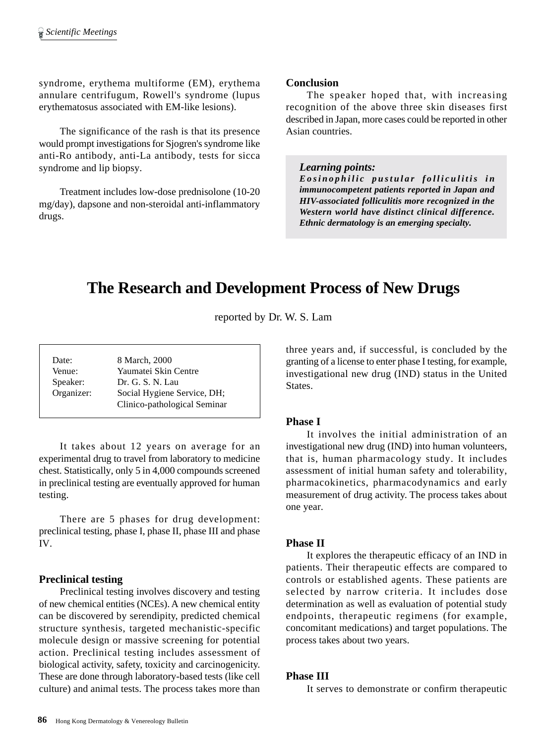syndrome, erythema multiforme (EM), erythema annulare centrifugum, Rowell's syndrome (lupus erythematosus associated with EM-like lesions).

The significance of the rash is that its presence would prompt investigations for Sjogren's syndrome like anti-Ro antibody, anti-La antibody, tests for sicca syndrome and lip biopsy.

Treatment includes low-dose prednisolone (10-20 mg/day), dapsone and non-steroidal anti-inflammatory drugs.

### Conclusion

The speaker hoped that, with increasing recognition of the above three skin diseases first described in Japan, more cases could be reported in other Asian countries.

> ***Learning points:***
> ***Eosinophilic pustular folliculitis in immunocompetent patients reported in Japan and HIV-associated folliculitis more recognized in the Western world have distinct clinical difference. Ethnic dermatology is an emerging specialty.***

# The Research and Development Process of New Drugs

reported by Dr. W. S. Lam

| | |
|---|---|
| Date: | 8 March, 2000 |
| Venue: | Yaumatei Skin Centre |
| Speaker: | Dr. G. S. N. Lau |
| Organizer: | Social Hygiene Service, DH; Clinico-pathological Seminar |

It takes about 12 years on average for an experimental drug to travel from laboratory to medicine chest. Statistically, only 5 in 4,000 compounds screened in preclinical testing are eventually approved for human testing.

There are 5 phases for drug development: preclinical testing, phase I, phase II, phase III and phase IV.

### Preclinical testing

Preclinical testing involves discovery and testing of new chemical entities (NCEs). A new chemical entity can be discovered by serendipity, predicted chemical structure synthesis, targeted mechanistic-specific molecule design or massive screening for potential action. Preclinical testing includes assessment of biological activity, safety, toxicity and carcinogenicity. These are done through laboratory-based tests (like cell culture) and animal tests. The process takes more than three years and, if successful, is concluded by the granting of a license to enter phase I testing, for example, investigational new drug (IND) status in the United States.

### Phase I

It involves the initial administration of an investigational new drug (IND) into human volunteers, that is, human pharmacology study. It includes assessment of initial human safety and tolerability, pharmacokinetics, pharmacodynamics and early measurement of drug activity. The process takes about one year.

### Phase II

It explores the therapeutic efficacy of an IND in patients. Their therapeutic effects are compared to controls or established agents. These patients are selected by narrow criteria. It includes dose determination as well as evaluation of potential study endpoints, therapeutic regimens (for example, concomitant medications) and target populations. The process takes about two years.

### Phase III

It serves to demonstrate or confirm therapeutic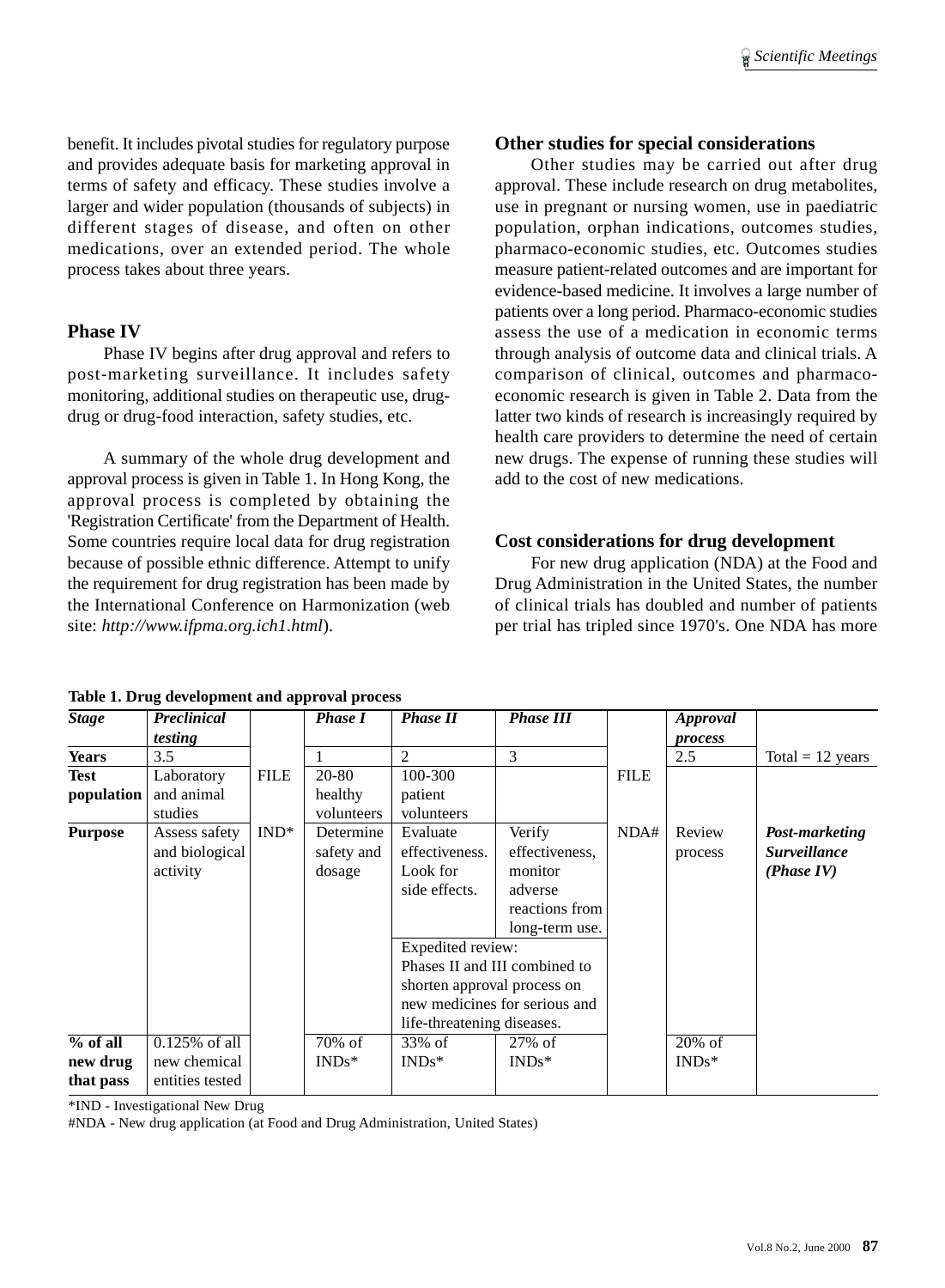benefit. It includes pivotal studies for regulatory purpose and provides adequate basis for marketing approval in terms of safety and efficacy. These studies involve a larger and wider population (thousands of subjects) in different stages of disease, and often on other medications, over an extended period. The whole process takes about three years.

### Phase IV

Phase IV begins after drug approval and refers to post-marketing surveillance. It includes safety monitoring, additional studies on therapeutic use, drug-drug or drug-food interaction, safety studies, etc.

A summary of the whole drug development and approval process is given in Table 1. In Hong Kong, the approval process is completed by obtaining the 'Registration Certificate' from the Department of Health. Some countries require local data for drug registration because of possible ethnic difference. Attempt to unify the requirement for drug registration has been made by the International Conference on Harmonization (web site: *http://www.ifpma.org.ich1.html*).

### Other studies for special considerations

Other studies may be carried out after drug approval. These include research on drug metabolites, use in pregnant or nursing women, use in paediatric population, orphan indications, outcomes studies, pharmaco-economic studies, etc. Outcomes studies measure patient-related outcomes and are important for evidence-based medicine. It involves a large number of patients over a long period. Pharmaco-economic studies assess the use of a medication in economic terms through analysis of outcome data and clinical trials. A comparison of clinical, outcomes and pharmaco-economic research is given in Table 2. Data from the latter two kinds of research is increasingly required by health care providers to determine the need of certain new drugs. The expense of running these studies will add to the cost of new medications.

### Cost considerations for drug development

For new drug application (NDA) at the Food and Drug Administration in the United States, the number of clinical trials has doubled and number of patients per trial has tripled since 1970's. One NDA has more

**Table 1. Drug development and approval process**

| ***Stage*** | ***Preclinical testing*** | | ***Phase I*** | ***Phase II*** | ***Phase III*** | | ***Approval process*** | |
|---|---|---|---|---|---|---|---|---|
| **Years** | 3.5 | | 1 | 2 | 3 | | 2.5 | Total = 12 years |
| **Test population** | Laboratory and animal studies | FILE | 20-80 healthy volunteers | 100-300 patient volunteers | | FILE | | |
| **Purpose** | Assess safety and biological activity | IND* | Determine safety and dosage | Evaluate effectiveness. Look for side effects. | Verify effectiveness, monitor adverse reactions from long-term use. | NDA# | Review process | ***Post-marketing Surveillance (Phase IV)*** |
| | | | | Expedited review: Phases II and III combined to shorten approval process on new medicines for serious and life-threatening diseases. | | | | |
| **% of all new drug that pass** | 0.125% of all new chemical entities tested | | 70% of INDs* | 33% of INDs* | 27% of INDs* | | 20% of INDs* | |

*IND - Investigational New Drug

#NDA - New drug application (at Food and Drug Administration, United States)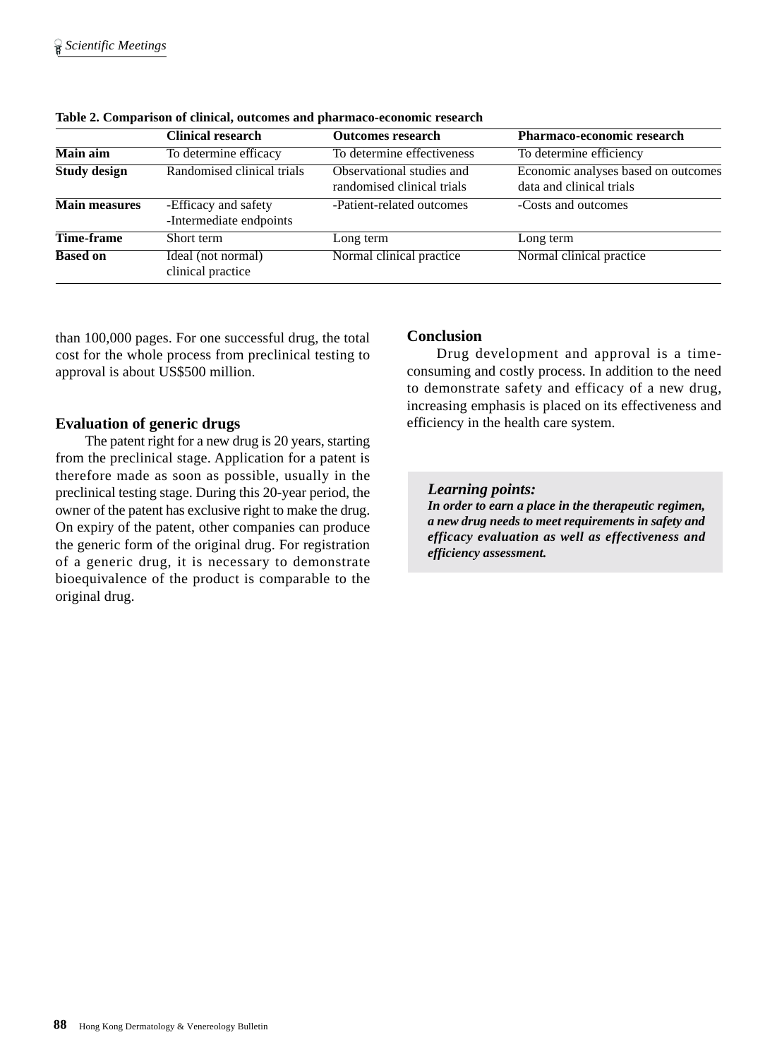**Table 2. Comparison of clinical, outcomes and pharmaco-economic research**

| | Clinical research | Outcomes research | Pharmaco-economic research |
|---|---|---|---|
| **Main aim** | To determine efficacy | To determine effectiveness | To determine efficiency |
| **Study design** | Randomised clinical trials | Observational studies and randomised clinical trials | Economic analyses based on outcomes data and clinical trials |
| **Main measures** | -Efficacy and safety<br>-Intermediate endpoints | -Patient-related outcomes | -Costs and outcomes |
| **Time-frame** | Short term | Long term | Long term |
| **Based on** | Ideal (not normal) clinical practice | Normal clinical practice | Normal clinical practice |

than 100,000 pages. For one successful drug, the total cost for the whole process from preclinical testing to approval is about US$500 million.

## Evaluation of generic drugs

The patent right for a new drug is 20 years, starting from the preclinical stage. Application for a patent is therefore made as soon as possible, usually in the preclinical testing stage. During this 20-year period, the owner of the patent has exclusive right to make the drug. On expiry of the patent, other companies can produce the generic form of the original drug. For registration of a generic drug, it is necessary to demonstrate bioequivalence of the product is comparable to the original drug.

## Conclusion

Drug development and approval is a time-consuming and costly process. In addition to the need to demonstrate safety and efficacy of a new drug, increasing emphasis is placed on its effectiveness and efficiency in the health care system.

> ***Learning points:***
> ***In order to earn a place in the therapeutic regimen, a new drug needs to meet requirements in safety and efficacy evaluation as well as effectiveness and efficiency assessment.***